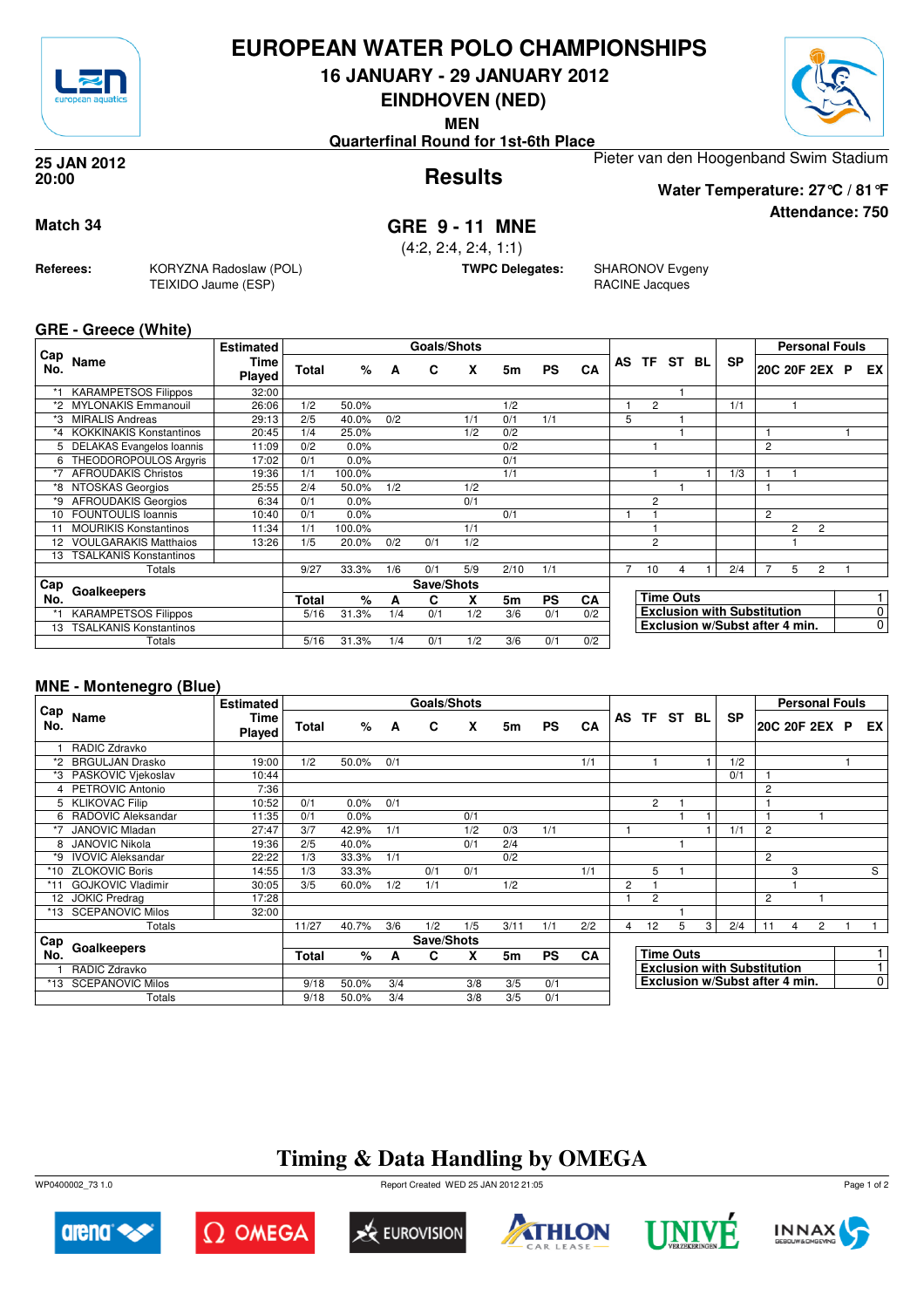# EUROPEAN WATER POLO CHAMPIONSHIPS

**16 JANUARY - 29 JANUARY 2012**

**EINDHOVEN (NED)**

**MEN**

**Quarterfinal Round for 1st-6th Place**

**25 JAN 2012**
**20:00**

## Results

Pieter van den Hoogenband Swim Stadium

**Water Temperature: 27°C / 81°F**

**Attendance: 750**

**Match 34**

## GRE 9 - 11 MNE

(4:2, 2:4, 2:4, 1:1)

**Referees:** KORYZNA Radoslaw (POL), TEIXIDO Jaume (ESP)

**TWPC Delegates:** SHARONOV Evgeny, RACINE Jacques

### GRE - Greece (White)

| Cap No. | Name | Estimated Time Played | Total | % | A | C | X | 5m | PS | CA | AS | TF | ST | BL | SP | 20C | 20F | 2EX | P | EX |
|---|---|---|---|---|---|---|---|---|---|---|---|---|---|---|---|---|---|---|---|---|
| *1 | KARAMPETSOS Filippos | 32:00 | | | | | | | | | | | 1 | | | | | | | |
| *2 | MYLONAKIS Emmanouil | 26:06 | 1/2 | 50.0% | | | | 1/2 | | | 1 | 2 | | | 1/1 | | 1 | | | |
| *3 | MIRALIS Andreas | 29:13 | 2/5 | 40.0% | 0/2 | | 1/1 | 0/1 | 1/1 | | 5 | | 1 | | | | | | | |
| *4 | KOKKINAKIS Konstantinos | 20:45 | 1/4 | 25.0% | | | 1/2 | 0/2 | | | | | 1 | | | 1 | | | 1 | |
| 5 | DELAKAS Evangelos Ioannis | 11:09 | 0/2 | 0.0% | | | | 0/2 | | | | 1 | | | | 2 | | | | |
| 6 | THEODOROPOULOS Argyris | 17:02 | 0/1 | 0.0% | | | | 0/1 | | | | | | | | | | | | |
| *7 | AFROUDAKIS Christos | 19:36 | 1/1 | 100.0% | | | | 1/1 | | | | 1 | | 1 | 1/3 | 1 | 1 | | | |
| *8 | NTOSKAS Georgios | 25:55 | 2/4 | 50.0% | 1/2 | | 1/2 | | | | | | 1 | | | 1 | | | | |
| *9 | AFROUDAKIS Georgios | 6:34 | 0/1 | 0.0% | | | 0/1 | | | | | 2 | | | | | | | | |
| 10 | FOUNTOULIS Ioannis | 10:40 | 0/1 | 0.0% | | | | 0/1 | | | 1 | 1 | | | | 2 | | | | |
| 11 | MOURIKIS Konstantinos | 11:34 | 1/1 | 100.0% | | | 1/1 | | | | | 1 | | | | | 2 | 2 | | |
| 12 | VOULGARAKIS Matthaios | 13:26 | 1/5 | 20.0% | 0/2 | 0/1 | 1/2 | | | | | 2 | | | | | 1 | | | |
| 13 | TSALKANIS Konstantinos | | | | | | | | | | | | | | | | | | | |
| | Totals | | 9/27 | 33.3% | 1/6 | 0/1 | 5/9 | 2/10 | 1/1 | | 7 | 10 | 4 | 1 | 2/4 | 7 | 5 | 2 | 1 | |

| Cap No. | Goalkeepers | Total | % | A | C | X | 5m | PS | CA |
|---|---|---|---|---|---|---|---|---|---|
| *1 | KARAMPETSOS Filippos | 5/16 | 31.3% | 1/4 | 0/1 | 1/2 | 3/6 | 0/1 | 0/2 |
| 13 | TSALKANIS Konstantinos | | | | | | | | |
| | Totals | 5/16 | 31.3% | 1/4 | 0/1 | 1/2 | 3/6 | 0/1 | 0/2 |

| | |
|---|---|
| Time Outs | 1 |
| Exclusion with Substitution | 0 |
| Exclusion w/Subst after 4 min. | 0 |

### MNE - Montenegro (Blue)

| Cap No. | Name | Estimated Time Played | Total | % | A | C | X | 5m | PS | CA | AS | TF | ST | BL | SP | 20C | 20F | 2EX | P | EX |
|---|---|---|---|---|---|---|---|---|---|---|---|---|---|---|---|---|---|---|---|---|
| 1 | RADIC Zdravko | | | | | | | | | | | | | | | | | | | |
| *2 | BRGULJAN Drasko | 19:00 | 1/2 | 50.0% | 0/1 | | | | | 1/1 | | 1 | | 1 | 1/2 | | | | 1 | |
| *3 | PASKOVIC Vjekoslav | 10:44 | | | | | | | | | | | | | 0/1 | 1 | | | | |
| 4 | PETROVIC Antonio | 7:36 | | | | | | | | | | | | | | 2 | | | | |
| 5 | KLIKOVAC Filip | 10:52 | 0/1 | 0.0% | 0/1 | | | | | | | 2 | 1 | | | 1 | | | | |
| 6 | RADOVIC Aleksandar | 11:35 | 0/1 | 0.0% | | | 0/1 | | | | | | 1 | 1 | | 1 | | 1 | | |
| *7 | JANOVIC Mladan | 27:47 | 3/7 | 42.9% | 1/1 | | 1/2 | 0/3 | 1/1 | | 1 | | | 1 | 1/1 | 2 | | | | |
| 8 | JANOVIC Nikola | 19:36 | 2/5 | 40.0% | | | 0/1 | 2/4 | | | | | 1 | | | | | | | |
| *9 | IVOVIC Aleksandar | 22:22 | 1/3 | 33.3% | 1/1 | | | 0/2 | | | | | | | | 2 | | | | |
| *10 | ZLOKOVIC Boris | 14:55 | 1/3 | 33.3% | | 0/1 | 0/1 | | | 1/1 | | 5 | 1 | | | | 3 | | | S |
| *11 | GOJKOVIC Vladimir | 30:05 | 3/5 | 60.0% | 1/2 | 1/1 | | 1/2 | | | 2 | 1 | | | | | 1 | | | |
| 12 | JOKIC Predrag | 17:28 | | | | | | | | | 1 | 2 | | | | 2 | | 1 | | |
| *13 | SCEPANOVIC Milos | 32:00 | | | | | | | | | | | 1 | | | | | | | |
| | Totals | | 11/27 | 40.7% | 3/6 | 1/2 | 1/5 | 3/11 | 1/1 | 2/2 | 4 | 12 | 5 | 3 | 2/4 | 11 | 4 | 2 | 1 | 1 |

| Cap No. | Goalkeepers | Total | % | A | C | X | 5m | PS | CA |
|---|---|---|---|---|---|---|---|---|---|
| 1 | RADIC Zdravko | | | | | | | | |
| *13 | SCEPANOVIC Milos | 9/18 | 50.0% | 3/4 | | 3/8 | 3/5 | 0/1 | |
| | Totals | 9/18 | 50.0% | 3/4 | | 3/8 | 3/5 | 0/1 | |

| | |
|---|---|
| Time Outs | 1 |
| Exclusion with Substitution | 1 |
| Exclusion w/Subst after 4 min. | 0 |

## Timing & Data Handling by OMEGA

WP0400002_73 1.0 Report Created WED 25 JAN 2012 21:05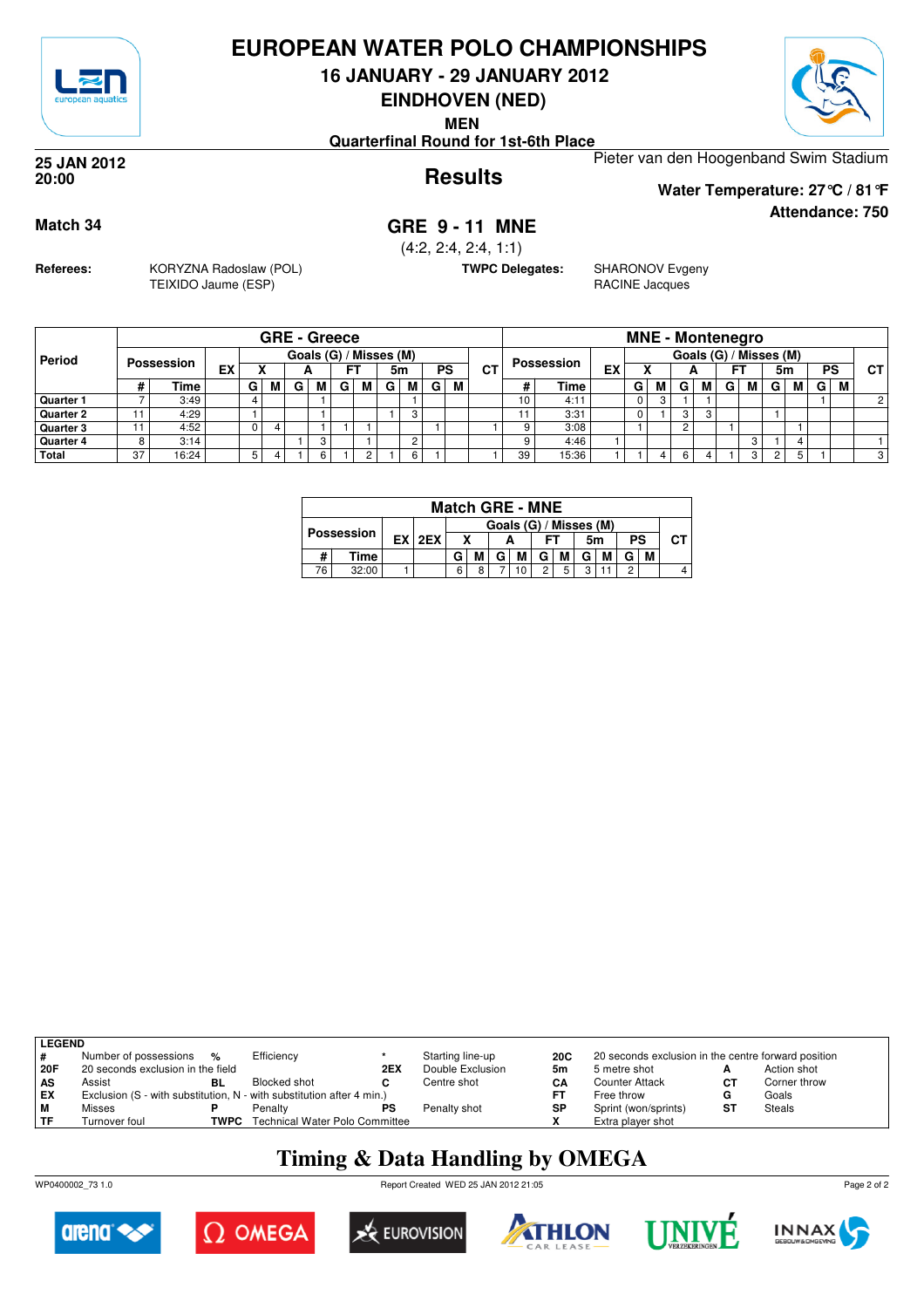# EUROPEAN WATER POLO CHAMPIONSHIPS

## 16 JANUARY - 29 JANUARY 2012

## EINDHOVEN (NED)

**MEN**

**Quarterfinal Round for 1st-6th Place**

**25 JAN 2012**
**20:00**

Pieter van den Hoogenband Swim Stadium

## Results

**Water Temperature: 27°C / 81°F**

**Attendance: 750**

**Match 34**

## GRE 9 - 11 MNE

(4:2, 2:4, 2:4, 1:1)

**Referees:** KORYZNA Radoslaw (POL), TEIXIDO Jaume (ESP)

**TWPC Delegates:** SHARONOV Evgeny, RACINE Jacques

| Period | GRE - Greece | | | | | | | | | | | | | | MNE - Montenegro | | | | | | | | | | | | | |
|---|---|---|---|---|---|---|---|---|---|---|---|---|---|---|---|---|---|---|---|---|---|---|---|---|---|---|---|---|
| | Possession | | EX | Goals (G) / Misses (M) | | | | | | | | | | CT | Possession | | EX | Goals (G) / Misses (M) | | | | | | | | | | CT |
| | | | | X | | A | | FT | | 5m | | PS | | | | | | X | | A | | FT | | 5m | | PS | | |
| | # | Time | | G | M | G | M | G | M | G | M | G | M | | # | Time | | G | M | G | M | G | M | G | M | G | M | |
| Quarter 1 | 7 | 3:49 | | 4 | | | 1 | | | | 1 | | | | 10 | 4:11 | | 0 | 3 | 1 | 1 | | | | | 1 | | 2 |
| Quarter 2 | 11 | 4:29 | | 1 | | | 1 | | | 1 | 3 | | | | 11 | 3:31 | | 0 | 1 | 3 | 3 | | | 1 | | | | |
| Quarter 3 | 11 | 4:52 | | 0 | 4 | | 1 | 1 | 1 | | | 1 | | 1 | 9 | 3:08 | | 1 | | 2 | | 1 | | | 1 | | | |
| Quarter 4 | 8 | 3:14 | | | | 1 | 3 | | 1 | | 2 | | | | 9 | 4:46 | 1 | | | | | | 3 | 1 | 4 | | | 1 |
| Total | 37 | 16:24 | | 5 | 4 | 1 | 6 | 1 | 2 | 1 | 6 | 1 | | 1 | 39 | 15:36 | 1 | 1 | 4 | 6 | 4 | 1 | 3 | 2 | 5 | 1 | | 3 |

| Match GRE - MNE | | | | | | | | | | | | | | |
|---|---|---|---|---|---|---|---|---|---|---|---|---|---|---|
| Possession | | EX | 2EX | Goals (G) / Misses (M) | | | | | | | | | | CT |
| | | | | X | | A | | FT | | 5m | | PS | | |
| # | Time | | | G | M | G | M | G | M | G | M | G | M | |
| 76 | 32:00 | 1 | | 6 | 8 | 7 | 10 | 2 | 5 | 3 | 11 | 2 | | 4 |

**LEGEND**

| | | | | | | | |
|---|---|---|---|---|---|---|---|
| # | Number of possessions | % | Efficiency | * | Starting line-up | 20C | 20 seconds exclusion in the centre forward position |
| 20F | 20 seconds exclusion in the field | | | 2EX | Double Exclusion | 5m | 5 metre shot | A | Action shot |
| AS | Assist | BL | Blocked shot | C | Centre shot | CA | Counter Attack | CT | Corner throw |
| EX | Exclusion (S - with substitution, N - with substitution after 4 min.) | | | | | FT | Free throw | G | Goals |
| M | Misses | P | Penalty | PS | Penalty shot | SP | Sprint (won/sprints) | ST | Steals |
| TF | Turnover foul | TWPC | Technical Water Polo Committee | | | X | Extra player shot | | |

## Timing & Data Handling by OMEGA

WP0400002_73 1.0 — Report Created WED 25 JAN 2012 21:05